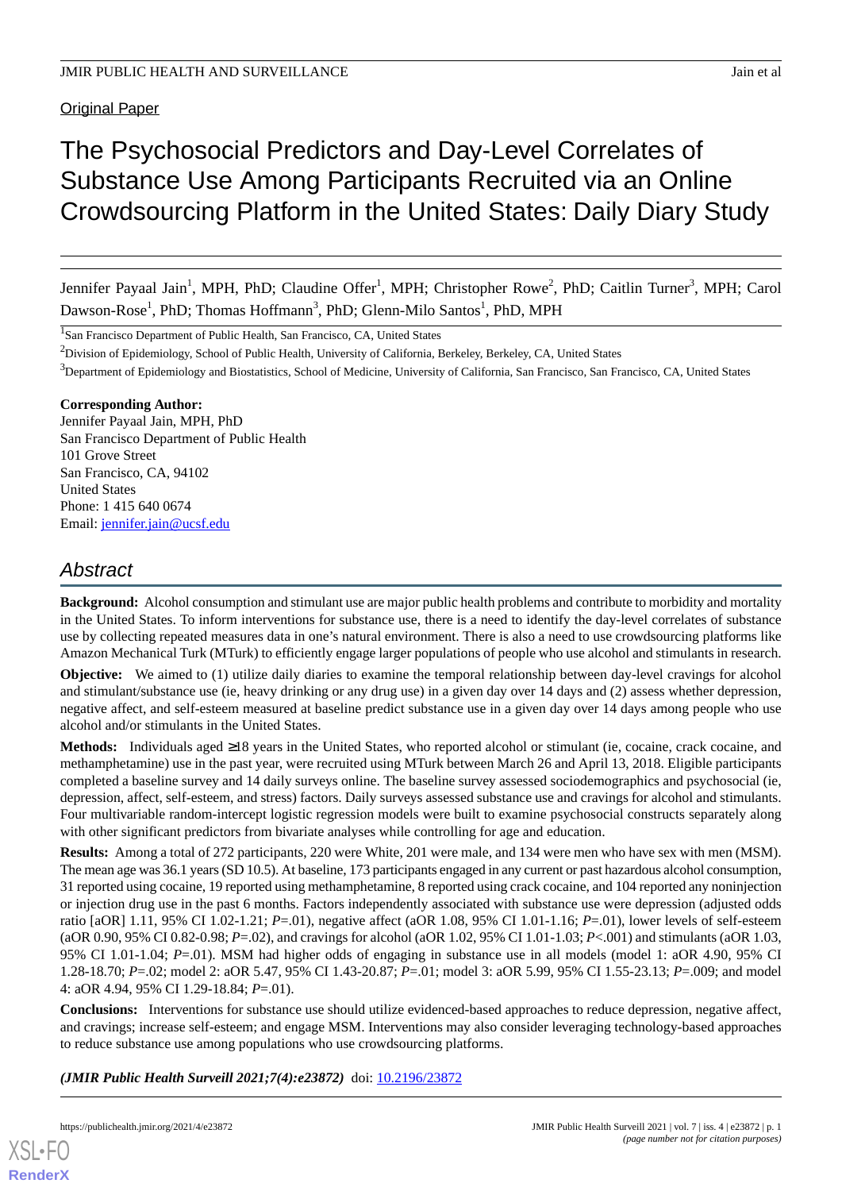Original Paper

# The Psychosocial Predictors and Day-Level Correlates of Substance Use Among Participants Recruited via an Online Crowdsourcing Platform in the United States: Daily Diary Study

Jennifer Payaal Jain[1], MPH, PhD; Claudine Offer[1], MPH; Christopher Rowe[2], PhD; Caitlin Turner[3], MPH; Carol Dawson-Rose[1], PhD; Thomas Hoffmann[3], PhD; Glenn-Milo Santos[1], PhD, MPH

[1]San Francisco Department of Public Health, San Francisco, CA, United States

[2]Division of Epidemiology, School of Public Health, University of California, Berkeley, Berkeley, CA, United States

[3]Department of Epidemiology and Biostatistics, School of Medicine, University of California, San Francisco, San Francisco, CA, United States

**Corresponding Author:**
Jennifer Payaal Jain, MPH, PhD
San Francisco Department of Public Health
101 Grove Street
San Francisco, CA, 94102
United States
Phone: 1 415 640 0674
Email: jennifer.jain@ucsf.edu

## Abstract

**Background:** Alcohol consumption and stimulant use are major public health problems and contribute to morbidity and mortality in the United States. To inform interventions for substance use, there is a need to identify the day-level correlates of substance use by collecting repeated measures data in one's natural environment. There is also a need to use crowdsourcing platforms like Amazon Mechanical Turk (MTurk) to efficiently engage larger populations of people who use alcohol and stimulants in research.

**Objective:** We aimed to (1) utilize daily diaries to examine the temporal relationship between day-level cravings for alcohol and stimulant/substance use (ie, heavy drinking or any drug use) in a given day over 14 days and (2) assess whether depression, negative affect, and self-esteem measured at baseline predict substance use in a given day over 14 days among people who use alcohol and/or stimulants in the United States.

**Methods:** Individuals aged ≥18 years in the United States, who reported alcohol or stimulant (ie, cocaine, crack cocaine, and methamphetamine) use in the past year, were recruited using MTurk between March 26 and April 13, 2018. Eligible participants completed a baseline survey and 14 daily surveys online. The baseline survey assessed sociodemographics and psychosocial (ie, depression, affect, self-esteem, and stress) factors. Daily surveys assessed substance use and cravings for alcohol and stimulants. Four multivariable random-intercept logistic regression models were built to examine psychosocial constructs separately along with other significant predictors from bivariate analyses while controlling for age and education.

**Results:** Among a total of 272 participants, 220 were White, 201 were male, and 134 were men who have sex with men (MSM). The mean age was 36.1 years (SD 10.5). At baseline, 173 participants engaged in any current or past hazardous alcohol consumption, 31 reported using cocaine, 19 reported using methamphetamine, 8 reported using crack cocaine, and 104 reported any noninjection or injection drug use in the past 6 months. Factors independently associated with substance use were depression (adjusted odds ratio [aOR] 1.11, 95% CI 1.02-1.21; *P*=.01), negative affect (aOR 1.08, 95% CI 1.01-1.16; *P*=.01), lower levels of self-esteem (aOR 0.90, 95% CI 0.82-0.98; *P*=.02), and cravings for alcohol (aOR 1.02, 95% CI 1.01-1.03; *P*<.001) and stimulants (aOR 1.03, 95% CI 1.01-1.04; *P*=.01). MSM had higher odds of engaging in substance use in all models (model 1: aOR 4.90, 95% CI 1.28-18.70; *P*=.02; model 2: aOR 5.47, 95% CI 1.43-20.87; *P*=.01; model 3: aOR 5.99, 95% CI 1.55-23.13; *P*=.009; and model 4: aOR 4.94, 95% CI 1.29-18.84; *P*=.01).

**Conclusions:** Interventions for substance use should utilize evidenced-based approaches to reduce depression, negative affect, and cravings; increase self-esteem; and engage MSM. Interventions may also consider leveraging technology-based approaches to reduce substance use among populations who use crowdsourcing platforms.

***(JMIR Public Health Surveill 2021;7(4):e23872)*** doi: 10.2196/23872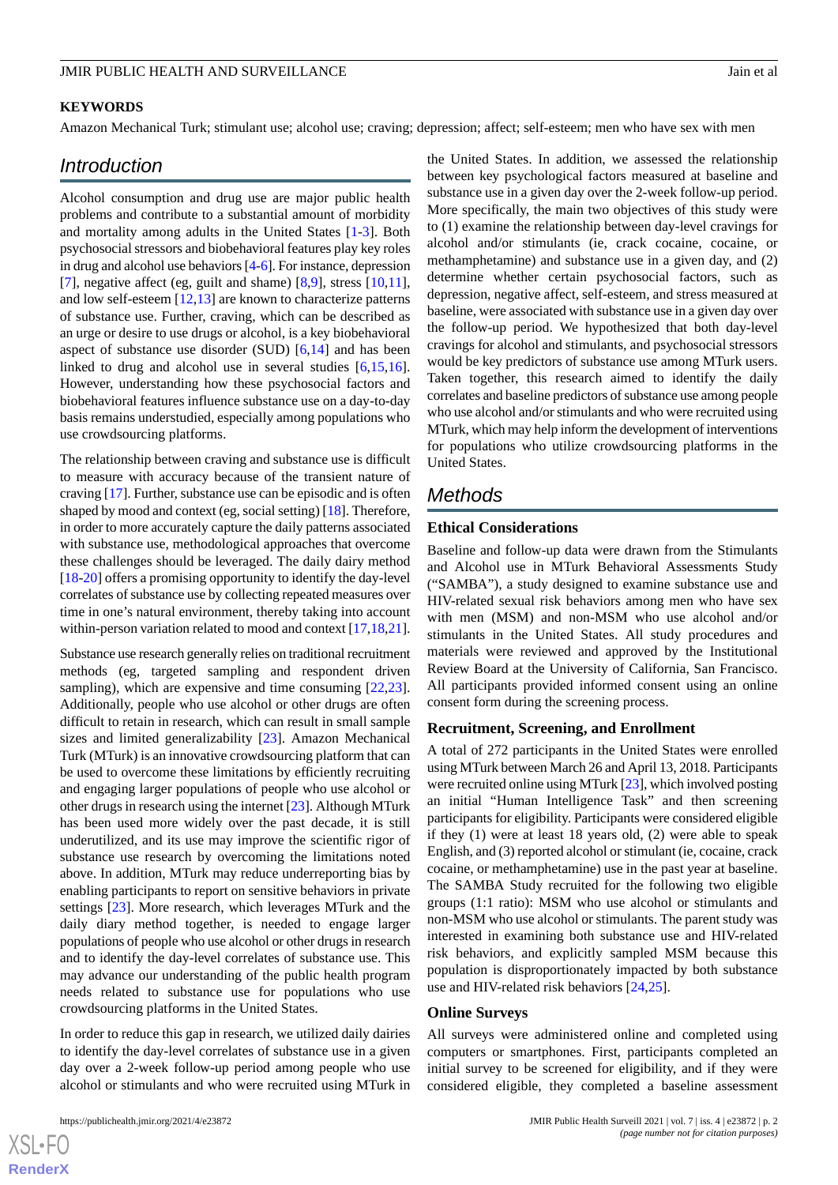**KEYWORDS**

Amazon Mechanical Turk; stimulant use; alcohol use; craving; depression; affect; self-esteem; men who have sex with men

## Introduction

Alcohol consumption and drug use are major public health problems and contribute to a substantial amount of morbidity and mortality among adults in the United States [1-3]. Both psychosocial stressors and biobehavioral features play key roles in drug and alcohol use behaviors [4-6]. For instance, depression [7], negative affect (eg, guilt and shame) [8,9], stress [10,11], and low self-esteem [12,13] are known to characterize patterns of substance use. Further, craving, which can be described as an urge or desire to use drugs or alcohol, is a key biobehavioral aspect of substance use disorder (SUD) [6,14] and has been linked to drug and alcohol use in several studies [6,15,16]. However, understanding how these psychosocial factors and biobehavioral features influence substance use on a day-to-day basis remains understudied, especially among populations who use crowdsourcing platforms.

The relationship between craving and substance use is difficult to measure with accuracy because of the transient nature of craving [17]. Further, substance use can be episodic and is often shaped by mood and context (eg, social setting) [18]. Therefore, in order to more accurately capture the daily patterns associated with substance use, methodological approaches that overcome these challenges should be leveraged. The daily dairy method [18-20] offers a promising opportunity to identify the day-level correlates of substance use by collecting repeated measures over time in one's natural environment, thereby taking into account within-person variation related to mood and context [17,18,21].

Substance use research generally relies on traditional recruitment methods (eg, targeted sampling and respondent driven sampling), which are expensive and time consuming [22,23]. Additionally, people who use alcohol or other drugs are often difficult to retain in research, which can result in small sample sizes and limited generalizability [23]. Amazon Mechanical Turk (MTurk) is an innovative crowdsourcing platform that can be used to overcome these limitations by efficiently recruiting and engaging larger populations of people who use alcohol or other drugs in research using the internet [23]. Although MTurk has been used more widely over the past decade, it is still underutilized, and its use may improve the scientific rigor of substance use research by overcoming the limitations noted above. In addition, MTurk may reduce underreporting bias by enabling participants to report on sensitive behaviors in private settings [23]. More research, which leverages MTurk and the daily diary method together, is needed to engage larger populations of people who use alcohol or other drugs in research and to identify the day-level correlates of substance use. This may advance our understanding of the public health program needs related to substance use for populations who use crowdsourcing platforms in the United States.

In order to reduce this gap in research, we utilized daily dairies to identify the day-level correlates of substance use in a given day over a 2-week follow-up period among people who use alcohol or stimulants and who were recruited using MTurk in the United States. In addition, we assessed the relationship between key psychological factors measured at baseline and substance use in a given day over the 2-week follow-up period. More specifically, the main two objectives of this study were to (1) examine the relationship between day-level cravings for alcohol and/or stimulants (ie, crack cocaine, cocaine, or methamphetamine) and substance use in a given day, and (2) determine whether certain psychosocial factors, such as depression, negative affect, self-esteem, and stress measured at baseline, were associated with substance use in a given day over the follow-up period. We hypothesized that both day-level cravings for alcohol and stimulants, and psychosocial stressors would be key predictors of substance use among MTurk users. Taken together, this research aimed to identify the daily correlates and baseline predictors of substance use among people who use alcohol and/or stimulants and who were recruited using MTurk, which may help inform the development of interventions for populations who utilize crowdsourcing platforms in the United States.

## Methods

### Ethical Considerations

Baseline and follow-up data were drawn from the Stimulants and Alcohol use in MTurk Behavioral Assessments Study ("SAMBA"), a study designed to examine substance use and HIV-related sexual risk behaviors among men who have sex with men (MSM) and non-MSM who use alcohol and/or stimulants in the United States. All study procedures and materials were reviewed and approved by the Institutional Review Board at the University of California, San Francisco. All participants provided informed consent using an online consent form during the screening process.

### Recruitment, Screening, and Enrollment

A total of 272 participants in the United States were enrolled using MTurk between March 26 and April 13, 2018. Participants were recruited online using MTurk [23], which involved posting an initial "Human Intelligence Task" and then screening participants for eligibility. Participants were considered eligible if they (1) were at least 18 years old, (2) were able to speak English, and (3) reported alcohol or stimulant (ie, cocaine, crack cocaine, or methamphetamine) use in the past year at baseline. The SAMBA Study recruited for the following two eligible groups (1:1 ratio): MSM who use alcohol or stimulants and non-MSM who use alcohol or stimulants. The parent study was interested in examining both substance use and HIV-related risk behaviors, and explicitly sampled MSM because this population is disproportionately impacted by both substance use and HIV-related risk behaviors [24,25].

### Online Surveys

All surveys were administered online and completed using computers or smartphones. First, participants completed an initial survey to be screened for eligibility, and if they were considered eligible, they completed a baseline assessment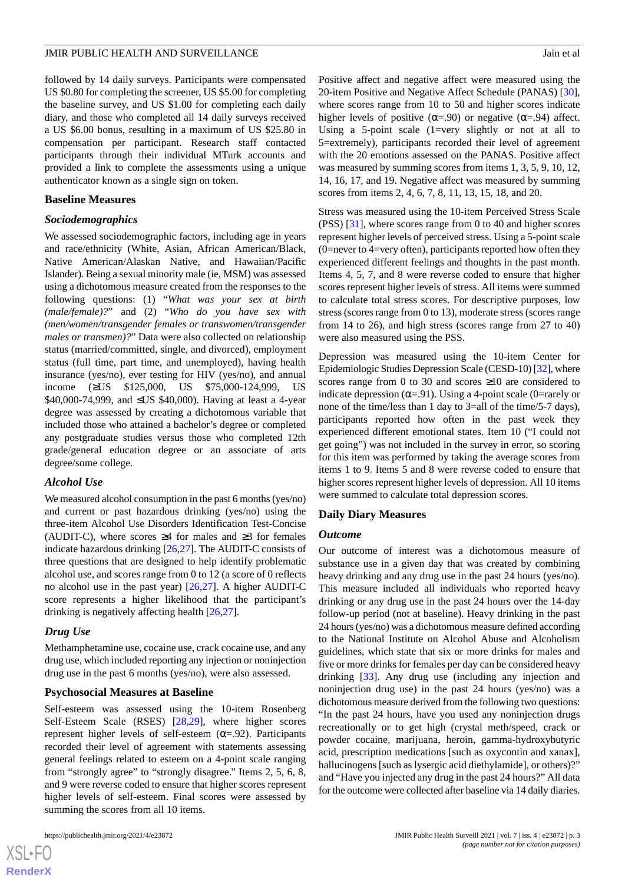followed by 14 daily surveys. Participants were compensated US $0.80 for completing the screener, US $5.00 for completing the baseline survey, and US $1.00 for completing each daily diary, and those who completed all 14 daily surveys received a US $6.00 bonus, resulting in a maximum of US $25.80 in compensation per participant. Research staff contacted participants through their individual MTurk accounts and provided a link to complete the assessments using a unique authenticator known as a single sign on token.

### Baseline Measures

#### Sociodemographics

We assessed sociodemographic factors, including age in years and race/ethnicity (White, Asian, African American/Black, Native American/Alaskan Native, and Hawaiian/Pacific Islander). Being a sexual minority male (ie, MSM) was assessed using a dichotomous measure created from the responses to the following questions: (1) "*What was your sex at birth (male/female)?*" and (2) "*Who do you have sex with (men/women/transgender females or transwomen/transgender males or transmen)?*" Data were also collected on relationship status (married/committed, single, and divorced), employment status (full time, part time, and unemployed), having health insurance (yes/no), ever testing for HIV (yes/no), and annual income (≥US $125,000, US $75,000-124,999, US $40,000-74,999, and ≤US $40,000). Having at least a 4-year degree was assessed by creating a dichotomous variable that included those who attained a bachelor's degree or completed any postgraduate studies versus those who completed 12th grade/general education degree or an associate of arts degree/some college.

#### Alcohol Use

We measured alcohol consumption in the past 6 months (yes/no) and current or past hazardous drinking (yes/no) using the three-item Alcohol Use Disorders Identification Test-Concise (AUDIT-C), where scores ≥4 for males and ≥3 for females indicate hazardous drinking [26,27]. The AUDIT-C consists of three questions that are designed to help identify problematic alcohol use, and scores range from 0 to 12 (a score of 0 reflects no alcohol use in the past year) [26,27]. A higher AUDIT-C score represents a higher likelihood that the participant's drinking is negatively affecting health [26,27].

#### Drug Use

Methamphetamine use, cocaine use, crack cocaine use, and any drug use, which included reporting any injection or noninjection drug use in the past 6 months (yes/no), were also assessed.

### Psychosocial Measures at Baseline

Self-esteem was assessed using the 10-item Rosenberg Self-Esteem Scale (RSES) [28,29], where higher scores represent higher levels of self-esteem (α=.92). Participants recorded their level of agreement with statements assessing general feelings related to esteem on a 4-point scale ranging from "strongly agree" to "strongly disagree." Items 2, 5, 6, 8, and 9 were reverse coded to ensure that higher scores represent higher levels of self-esteem. Final scores were assessed by summing the scores from all 10 items.

Positive affect and negative affect were measured using the 20-item Positive and Negative Affect Schedule (PANAS) [30], where scores range from 10 to 50 and higher scores indicate higher levels of positive (α=.90) or negative (α=.94) affect. Using a 5-point scale (1=very slightly or not at all to 5=extremely), participants recorded their level of agreement with the 20 emotions assessed on the PANAS. Positive affect was measured by summing scores from items 1, 3, 5, 9, 10, 12, 14, 16, 17, and 19. Negative affect was measured by summing scores from items 2, 4, 6, 7, 8, 11, 13, 15, 18, and 20.

Stress was measured using the 10-item Perceived Stress Scale (PSS) [31], where scores range from 0 to 40 and higher scores represent higher levels of perceived stress. Using a 5-point scale (0=never to 4=very often), participants reported how often they experienced different feelings and thoughts in the past month. Items 4, 5, 7, and 8 were reverse coded to ensure that higher scores represent higher levels of stress. All items were summed to calculate total stress scores. For descriptive purposes, low stress (scores range from 0 to 13), moderate stress (scores range from 14 to 26), and high stress (scores range from 27 to 40) were also measured using the PSS.

Depression was measured using the 10-item Center for Epidemiologic Studies Depression Scale (CESD-10) [32], where scores range from 0 to 30 and scores ≥10 are considered to indicate depression (α=.91). Using a 4-point scale (0=rarely or none of the time/less than 1 day to 3=all of the time/5-7 days), participants reported how often in the past week they experienced different emotional states. Item 10 ("I could not get going") was not included in the survey in error, so scoring for this item was performed by taking the average scores from items 1 to 9. Items 5 and 8 were reverse coded to ensure that higher scores represent higher levels of depression. All 10 items were summed to calculate total depression scores.

### Daily Diary Measures

#### Outcome

Our outcome of interest was a dichotomous measure of substance use in a given day that was created by combining heavy drinking and any drug use in the past 24 hours (yes/no). This measure included all individuals who reported heavy drinking or any drug use in the past 24 hours over the 14-day follow-up period (not at baseline). Heavy drinking in the past 24 hours (yes/no) was a dichotomous measure defined according to the National Institute on Alcohol Abuse and Alcoholism guidelines, which state that six or more drinks for males and five or more drinks for females per day can be considered heavy drinking [33]. Any drug use (including any injection and noninjection drug use) in the past 24 hours (yes/no) was a dichotomous measure derived from the following two questions: "In the past 24 hours, have you used any noninjection drugs recreationally or to get high (crystal meth/speed, crack or powder cocaine, marijuana, heroin, gamma-hydroxybutyric acid, prescription medications [such as oxycontin and xanax], hallucinogens [such as lysergic acid diethylamide], or others)?" and "Have you injected any drug in the past 24 hours?" All data for the outcome were collected after baseline via 14 daily diaries.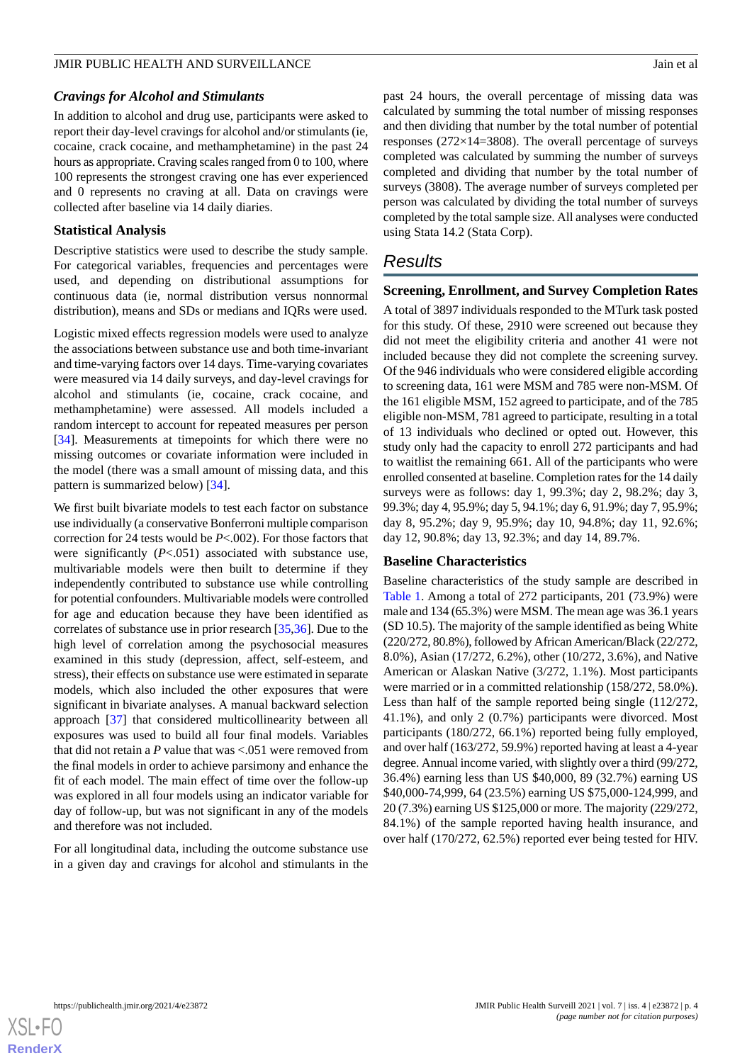### Cravings for Alcohol and Stimulants

In addition to alcohol and drug use, participants were asked to report their day-level cravings for alcohol and/or stimulants (ie, cocaine, crack cocaine, and methamphetamine) in the past 24 hours as appropriate. Craving scales ranged from 0 to 100, where 100 represents the strongest craving one has ever experienced and 0 represents no craving at all. Data on cravings were collected after baseline via 14 daily diaries.

### Statistical Analysis

Descriptive statistics were used to describe the study sample. For categorical variables, frequencies and percentages were used, and depending on distributional assumptions for continuous data (ie, normal distribution versus nonnormal distribution), means and SDs or medians and IQRs were used.

Logistic mixed effects regression models were used to analyze the associations between substance use and both time-invariant and time-varying factors over 14 days. Time-varying covariates were measured via 14 daily surveys, and day-level cravings for alcohol and stimulants (ie, cocaine, crack cocaine, and methamphetamine) were assessed. All models included a random intercept to account for repeated measures per person [34]. Measurements at timepoints for which there were no missing outcomes or covariate information were included in the model (there was a small amount of missing data, and this pattern is summarized below) [34].

We first built bivariate models to test each factor on substance use individually (a conservative Bonferroni multiple comparison correction for 24 tests would be *P*<.002). For those factors that were significantly (*P*<.051) associated with substance use, multivariable models were then built to determine if they independently contributed to substance use while controlling for potential confounders. Multivariable models were controlled for age and education because they have been identified as correlates of substance use in prior research [35,36]. Due to the high level of correlation among the psychosocial measures examined in this study (depression, affect, self-esteem, and stress), their effects on substance use were estimated in separate models, which also included the other exposures that were significant in bivariate analyses. A manual backward selection approach [37] that considered multicollinearity between all exposures was used to build all four final models. Variables that did not retain a *P* value that was <.051 were removed from the final models in order to achieve parsimony and enhance the fit of each model. The main effect of time over the follow-up was explored in all four models using an indicator variable for day of follow-up, but was not significant in any of the models and therefore was not included.

For all longitudinal data, including the outcome substance use in a given day and cravings for alcohol and stimulants in the past 24 hours, the overall percentage of missing data was calculated by summing the total number of missing responses and then dividing that number by the total number of potential responses (272×14=3808). The overall percentage of surveys completed was calculated by summing the number of surveys completed and dividing that number by the total number of surveys (3808). The average number of surveys completed per person was calculated by dividing the total number of surveys completed by the total sample size. All analyses were conducted using Stata 14.2 (Stata Corp).

## Results

### Screening, Enrollment, and Survey Completion Rates

A total of 3897 individuals responded to the MTurk task posted for this study. Of these, 2910 were screened out because they did not meet the eligibility criteria and another 41 were not included because they did not complete the screening survey. Of the 946 individuals who were considered eligible according to screening data, 161 were MSM and 785 were non-MSM. Of the 161 eligible MSM, 152 agreed to participate, and of the 785 eligible non-MSM, 781 agreed to participate, resulting in a total of 13 individuals who declined or opted out. However, this study only had the capacity to enroll 272 participants and had to waitlist the remaining 661. All of the participants who were enrolled consented at baseline. Completion rates for the 14 daily surveys were as follows: day 1, 99.3%; day 2, 98.2%; day 3, 99.3%; day 4, 95.9%; day 5, 94.1%; day 6, 91.9%; day 7, 95.9%; day 8, 95.2%; day 9, 95.9%; day 10, 94.8%; day 11, 92.6%; day 12, 90.8%; day 13, 92.3%; and day 14, 89.7%.

### Baseline Characteristics

Baseline characteristics of the study sample are described in Table 1. Among a total of 272 participants, 201 (73.9%) were male and 134 (65.3%) were MSM. The mean age was 36.1 years (SD 10.5). The majority of the sample identified as being White (220/272, 80.8%), followed by African American/Black (22/272, 8.0%), Asian (17/272, 6.2%), other (10/272, 3.6%), and Native American or Alaskan Native (3/272, 1.1%). Most participants were married or in a committed relationship (158/272, 58.0%). Less than half of the sample reported being single (112/272, 41.1%), and only 2 (0.7%) participants were divorced. Most participants (180/272, 66.1%) reported being fully employed, and over half (163/272, 59.9%) reported having at least a 4-year degree. Annual income varied, with slightly over a third (99/272, 36.4%) earning less than US $40,000, 89 (32.7%) earning US $40,000-74,999, 64 (23.5%) earning US $75,000-124,999, and 20 (7.3%) earning US $125,000 or more. The majority (229/272, 84.1%) of the sample reported having health insurance, and over half (170/272, 62.5%) reported ever being tested for HIV.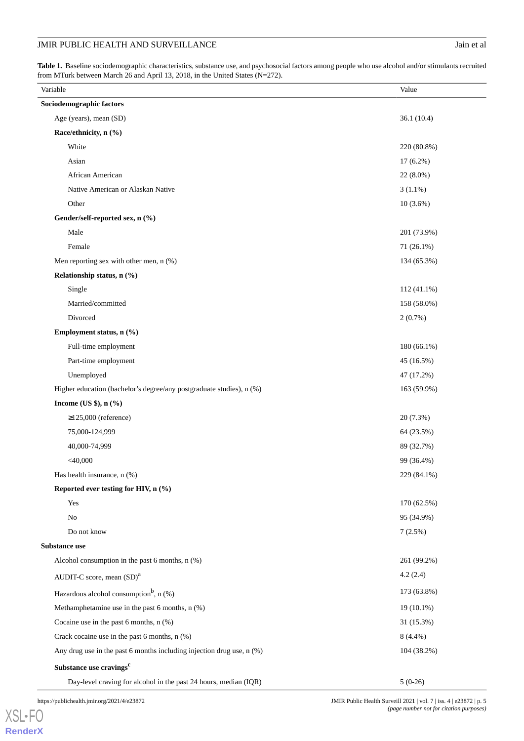**Table 1.** Baseline sociodemographic characteristics, substance use, and psychosocial factors among people who use alcohol and/or stimulants recruited from MTurk between March 26 and April 13, 2018, in the United States (N=272).

| Variable | Value |
|---|---|
| **Sociodemographic factors** | |
| Age (years), mean (SD) | 36.1 (10.4) |
| **Race/ethnicity, n (%)** | |
| White | 220 (80.8%) |
| Asian | 17 (6.2%) |
| African American | 22 (8.0%) |
| Native American or Alaskan Native | 3 (1.1%) |
| Other | 10 (3.6%) |
| **Gender/self-reported sex, n (%)** | |
| Male | 201 (73.9%) |
| Female | 71 (26.1%) |
| Men reporting sex with other men, n (%) | 134 (65.3%) |
| **Relationship status, n (%)** | |
| Single | 112 (41.1%) |
| Married/committed | 158 (58.0%) |
| Divorced | 2 (0.7%) |
| **Employment status, n (%)** | |
| Full-time employment | 180 (66.1%) |
| Part-time employment | 45 (16.5%) |
| Unemployed | 47 (17.2%) |
| Higher education (bachelor's degree/any postgraduate studies), n (%) | 163 (59.9%) |
| **Income (US $), n (%)** | |
| ≥125,000 (reference) | 20 (7.3%) |
| 75,000-124,999 | 64 (23.5%) |
| 40,000-74,999 | 89 (32.7%) |
| <40,000 | 99 (36.4%) |
| Has health insurance, n (%) | 229 (84.1%) |
| **Reported ever testing for HIV, n (%)** | |
| Yes | 170 (62.5%) |
| No | 95 (34.9%) |
| Do not know | 7 (2.5%) |
| **Substance use** | |
| Alcohol consumption in the past 6 months, n (%) | 261 (99.2%) |
| AUDIT-C score, mean (SD)[a] | 4.2 (2.4) |
| Hazardous alcohol consumption[b], n (%) | 173 (63.8%) |
| Methamphetamine use in the past 6 months, n (%) | 19 (10.1%) |
| Cocaine use in the past 6 months, n (%) | 31 (15.3%) |
| Crack cocaine use in the past 6 months, n (%) | 8 (4.4%) |
| Any drug use in the past 6 months including injection drug use, n (%) | 104 (38.2%) |
| **Substance use cravings[c]** | |
| Day-level craving for alcohol in the past 24 hours, median (IQR) | 5 (0-26) |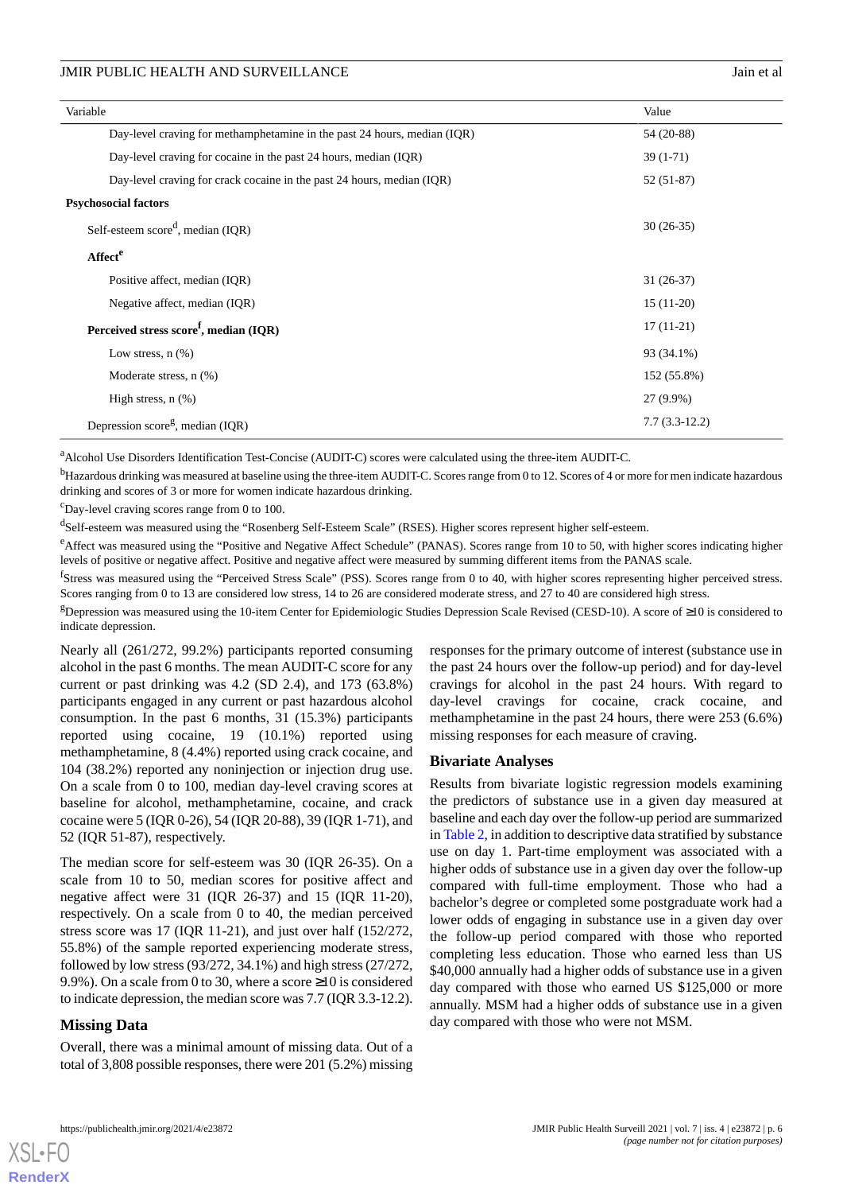| Variable | Value |
|---|---|
| Day-level craving for methamphetamine in the past 24 hours, median (IQR) | 54 (20-88) |
| Day-level craving for cocaine in the past 24 hours, median (IQR) | 39 (1-71) |
| Day-level craving for crack cocaine in the past 24 hours, median (IQR) | 52 (51-87) |
| **Psychosocial factors** | |
| Self-esteem score[d], median (IQR) | 30 (26-35) |
| **Affect[e]** | |
| Positive affect, median (IQR) | 31 (26-37) |
| Negative affect, median (IQR) | 15 (11-20) |
| **Perceived stress score[f], median (IQR)** | 17 (11-21) |
| Low stress, n (%) | 93 (34.1%) |
| Moderate stress, n (%) | 152 (55.8%) |
| High stress, n (%) | 27 (9.9%) |
| Depression score[g], median (IQR) | 7.7 (3.3-12.2) |

[a]Alcohol Use Disorders Identification Test-Concise (AUDIT-C) scores were calculated using the three-item AUDIT-C.

[b]Hazardous drinking was measured at baseline using the three-item AUDIT-C. Scores range from 0 to 12. Scores of 4 or more for men indicate hazardous drinking and scores of 3 or more for women indicate hazardous drinking.

[c]Day-level craving scores range from 0 to 100.

[d]Self-esteem was measured using the "Rosenberg Self-Esteem Scale" (RSES). Higher scores represent higher self-esteem.

[e]Affect was measured using the "Positive and Negative Affect Schedule" (PANAS). Scores range from 10 to 50, with higher scores indicating higher levels of positive or negative affect. Positive and negative affect were measured by summing different items from the PANAS scale.

[f]Stress was measured using the "Perceived Stress Scale" (PSS). Scores range from 0 to 40, with higher scores representing higher perceived stress. Scores ranging from 0 to 13 are considered low stress, 14 to 26 are considered moderate stress, and 27 to 40 are considered high stress.

[g]Depression was measured using the 10-item Center for Epidemiologic Studies Depression Scale Revised (CESD-10). A score of ≥10 is considered to indicate depression.

Nearly all (261/272, 99.2%) participants reported consuming alcohol in the past 6 months. The mean AUDIT-C score for any current or past drinking was 4.2 (SD 2.4), and 173 (63.8%) participants engaged in any current or past hazardous alcohol consumption. In the past 6 months, 31 (15.3%) participants reported using cocaine, 19 (10.1%) reported using methamphetamine, 8 (4.4%) reported using crack cocaine, and 104 (38.2%) reported any noninjection or injection drug use. On a scale from 0 to 100, median day-level craving scores at baseline for alcohol, methamphetamine, cocaine, and crack cocaine were 5 (IQR 0-26), 54 (IQR 20-88), 39 (IQR 1-71), and 52 (IQR 51-87), respectively.

The median score for self-esteem was 30 (IQR 26-35). On a scale from 10 to 50, median scores for positive affect and negative affect were 31 (IQR 26-37) and 15 (IQR 11-20), respectively. On a scale from 0 to 40, the median perceived stress score was 17 (IQR 11-21), and just over half (152/272, 55.8%) of the sample reported experiencing moderate stress, followed by low stress (93/272, 34.1%) and high stress (27/272, 9.9%). On a scale from 0 to 30, where a score ≥10 is considered to indicate depression, the median score was 7.7 (IQR 3.3-12.2).

## Missing Data

Overall, there was a minimal amount of missing data. Out of a total of 3,808 possible responses, there were 201 (5.2%) missing responses for the primary outcome of interest (substance use in the past 24 hours over the follow-up period) and for day-level cravings for alcohol in the past 24 hours. With regard to day-level cravings for cocaine, crack cocaine, and methamphetamine in the past 24 hours, there were 253 (6.6%) missing responses for each measure of craving.

## Bivariate Analyses

Results from bivariate logistic regression models examining the predictors of substance use in a given day measured at baseline and each day over the follow-up period are summarized in Table 2, in addition to descriptive data stratified by substance use on day 1. Part-time employment was associated with a higher odds of substance use in a given day over the follow-up compared with full-time employment. Those who had a bachelor's degree or completed some postgraduate work had a lower odds of engaging in substance use in a given day over the follow-up period compared with those who reported completing less education. Those who earned less than US $40,000 annually had a higher odds of substance use in a given day compared with those who earned US $125,000 or more annually. MSM had a higher odds of substance use in a given day compared with those who were not MSM.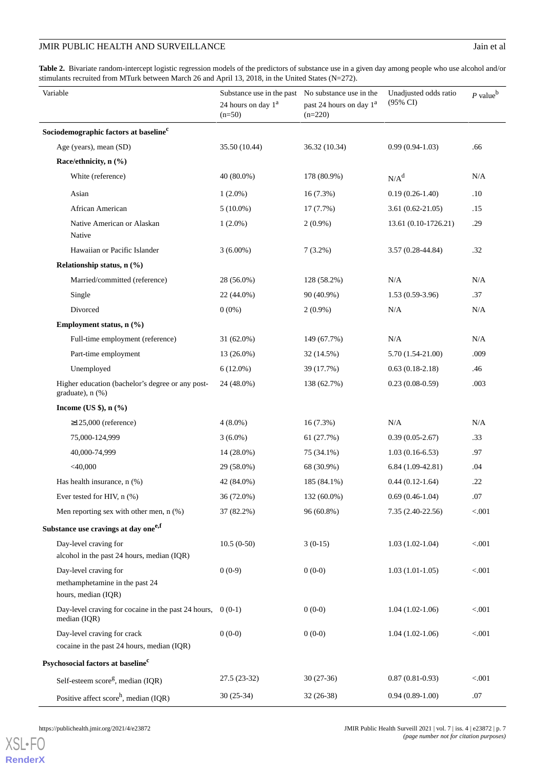**Table 2.** Bivariate random-intercept logistic regression models of the predictors of substance use in a given day among people who use alcohol and/or stimulants recruited from MTurk between March 26 and April 13, 2018, in the United States (N=272).

| Variable | Substance use in the past 24 hours on day 1[a] (n=50) | No substance use in the past 24 hours on day 1[a] (n=220) | Unadjusted odds ratio (95% CI) | *P* value[b] |
|---|---|---|---|---|
| **Sociodemographic factors at baseline[c]** | | | | |
| Age (years), mean (SD) | 35.50 (10.44) | 36.32 (10.34) | 0.99 (0.94-1.03) | .66 |
| **Race/ethnicity, n (%)** | | | | |
| White (reference) | 40 (80.0%) | 178 (80.9%) | N/A[d] | N/A |
| Asian | 1 (2.0%) | 16 (7.3%) | 0.19 (0.26-1.40) | .10 |
| African American | 5 (10.0%) | 17 (7.7%) | 3.61 (0.62-21.05) | .15 |
| Native American or Alaskan Native | 1 (2.0%) | 2 (0.9%) | 13.61 (0.10-1726.21) | .29 |
| Hawaiian or Pacific Islander | 3 (6.00%) | 7 (3.2%) | 3.57 (0.28-44.84) | .32 |
| **Relationship status, n (%)** | | | | |
| Married/committed (reference) | 28 (56.0%) | 128 (58.2%) | N/A | N/A |
| Single | 22 (44.0%) | 90 (40.9%) | 1.53 (0.59-3.96) | .37 |
| Divorced | 0 (0%) | 2 (0.9%) | N/A | N/A |
| **Employment status, n (%)** | | | | |
| Full-time employment (reference) | 31 (62.0%) | 149 (67.7%) | N/A | N/A |
| Part-time employment | 13 (26.0%) | 32 (14.5%) | 5.70 (1.54-21.00) | .009 |
| Unemployed | 6 (12.0%) | 39 (17.7%) | 0.63 (0.18-2.18) | .46 |
| Higher education (bachelor's degree or any post-graduate), n (%) | 24 (48.0%) | 138 (62.7%) | 0.23 (0.08-0.59) | .003 |
| **Income (US $), n (%)** | | | | |
| ≥125,000 (reference) | 4 (8.0%) | 16 (7.3%) | N/A | N/A |
| 75,000-124,999 | 3 (6.0%) | 61 (27.7%) | 0.39 (0.05-2.67) | .33 |
| 40,000-74,999 | 14 (28.0%) | 75 (34.1%) | 1.03 (0.16-6.53) | .97 |
| <40,000 | 29 (58.0%) | 68 (30.9%) | 6.84 (1.09-42.81) | .04 |
| Has health insurance, n (%) | 42 (84.0%) | 185 (84.1%) | 0.44 (0.12-1.64) | .22 |
| Ever tested for HIV, n (%) | 36 (72.0%) | 132 (60.0%) | 0.69 (0.46-1.04) | .07 |
| Men reporting sex with other men, n (%) | 37 (82.2%) | 96 (60.8%) | 7.35 (2.40-22.56) | <.001 |
| **Substance use cravings at day one[e,f]** | | | | |
| Day-level craving for alcohol in the past 24 hours, median (IQR) | 10.5 (0-50) | 3 (0-15) | 1.03 (1.02-1.04) | <.001 |
| Day-level craving for methamphetamine in the past 24 hours, median (IQR) | 0 (0-9) | 0 (0-0) | 1.03 (1.01-1.05) | <.001 |
| Day-level craving for cocaine in the past 24 hours, median (IQR) | 0 (0-1) | 0 (0-0) | 1.04 (1.02-1.06) | <.001 |
| Day-level craving for crack cocaine in the past 24 hours, median (IQR) | 0 (0-0) | 0 (0-0) | 1.04 (1.02-1.06) | <.001 |
| **Psychosocial factors at baseline[c]** | | | | |
| Self-esteem score[g], median (IQR) | 27.5 (23-32) | 30 (27-36) | 0.87 (0.81-0.93) | <.001 |
| Positive affect score[h], median (IQR) | 30 (25-34) | 32 (26-38) | 0.94 (0.89-1.00) | .07 |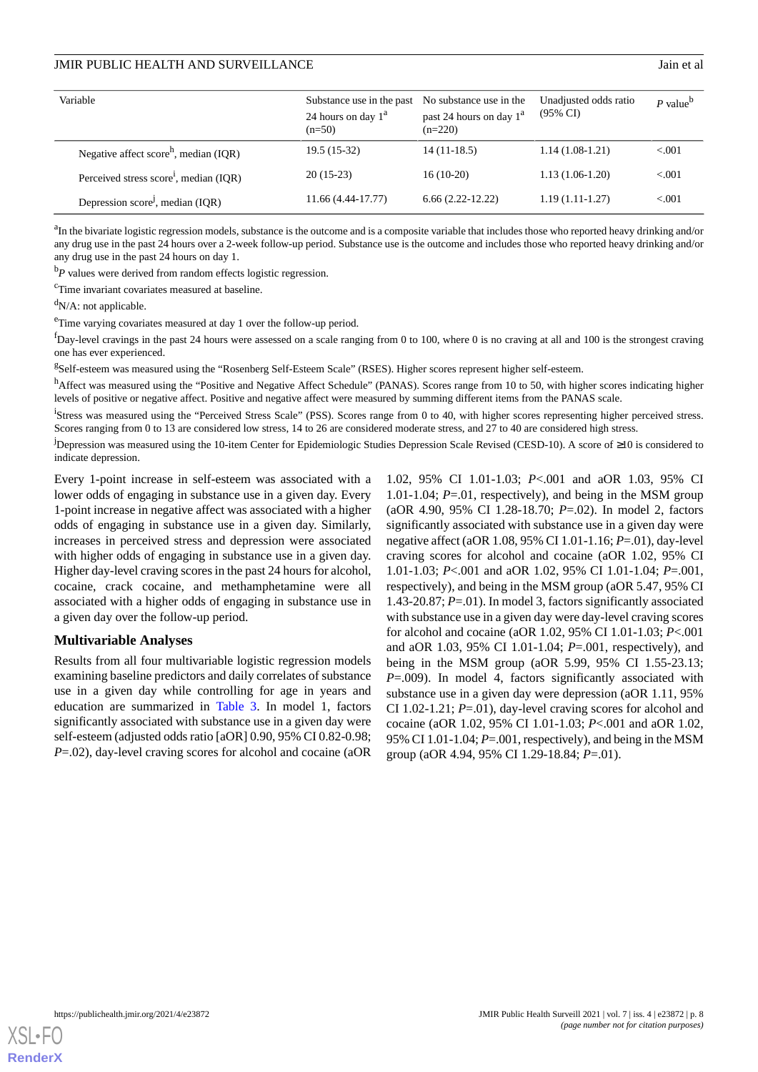| Variable | Substance use in the past 24 hours on day 1[a] (n=50) | No substance use in the past 24 hours on day 1[a] (n=220) | Unadjusted odds ratio (95% CI) | *P* value[b] |
|---|---|---|---|---|
| Negative affect score[h], median (IQR) | 19.5 (15-32) | 14 (11-18.5) | 1.14 (1.08-1.21) | <.001 |
| Perceived stress score[i], median (IQR) | 20 (15-23) | 16 (10-20) | 1.13 (1.06-1.20) | <.001 |
| Depression score[j], median (IQR) | 11.66 (4.44-17.77) | 6.66 (2.22-12.22) | 1.19 (1.11-1.27) | <.001 |

[a]In the bivariate logistic regression models, substance is the outcome and is a composite variable that includes those who reported heavy drinking and/or any drug use in the past 24 hours over a 2-week follow-up period. Substance use is the outcome and includes those who reported heavy drinking and/or any drug use in the past 24 hours on day 1.

[b]*P* values were derived from random effects logistic regression.

[c]Time invariant covariates measured at baseline.

[d]N/A: not applicable.

[e]Time varying covariates measured at day 1 over the follow-up period.

[f]Day-level cravings in the past 24 hours were assessed on a scale ranging from 0 to 100, where 0 is no craving at all and 100 is the strongest craving one has ever experienced.

[g]Self-esteem was measured using the "Rosenberg Self-Esteem Scale" (RSES). Higher scores represent higher self-esteem.

[h]Affect was measured using the "Positive and Negative Affect Schedule" (PANAS). Scores range from 10 to 50, with higher scores indicating higher levels of positive or negative affect. Positive and negative affect were measured by summing different items from the PANAS scale.

[i]Stress was measured using the "Perceived Stress Scale" (PSS). Scores range from 0 to 40, with higher scores representing higher perceived stress. Scores ranging from 0 to 13 are considered low stress, 14 to 26 are considered moderate stress, and 27 to 40 are considered high stress.

[j]Depression was measured using the 10-item Center for Epidemiologic Studies Depression Scale Revised (CESD-10). A score of ≥10 is considered to indicate depression.

Every 1-point increase in self-esteem was associated with a lower odds of engaging in substance use in a given day. Every 1-point increase in negative affect was associated with a higher odds of engaging in substance use in a given day. Similarly, increases in perceived stress and depression were associated with higher odds of engaging in substance use in a given day. Higher day-level craving scores in the past 24 hours for alcohol, cocaine, crack cocaine, and methamphetamine were all associated with a higher odds of engaging in substance use in a given day over the follow-up period.

### Multivariable Analyses

Results from all four multivariable logistic regression models examining baseline predictors and daily correlates of substance use in a given day while controlling for age in years and education are summarized in Table 3. In model 1, factors significantly associated with substance use in a given day were self-esteem (adjusted odds ratio [aOR] 0.90, 95% CI 0.82-0.98; *P*=.02), day-level craving scores for alcohol and cocaine (aOR 1.02, 95% CI 1.01-1.03; *P*<.001 and aOR 1.03, 95% CI 1.01-1.04; *P*=.01, respectively), and being in the MSM group (aOR 4.90, 95% CI 1.28-18.70; *P*=.02). In model 2, factors significantly associated with substance use in a given day were negative affect (aOR 1.08, 95% CI 1.01-1.16; *P*=.01), day-level craving scores for alcohol and cocaine (aOR 1.02, 95% CI 1.01-1.03; *P*<.001 and aOR 1.02, 95% CI 1.01-1.04; *P*=.001, respectively), and being in the MSM group (aOR 5.47, 95% CI 1.43-20.87; *P*=.01). In model 3, factors significantly associated with substance use in a given day were day-level craving scores for alcohol and cocaine (aOR 1.02, 95% CI 1.01-1.03; *P*<.001 and aOR 1.03, 95% CI 1.01-1.04; *P*=.001, respectively), and being in the MSM group (aOR 5.99, 95% CI 1.55-23.13; *P*=.009). In model 4, factors significantly associated with substance use in a given day were depression (aOR 1.11, 95% CI 1.02-1.21; *P*=.01), day-level craving scores for alcohol and cocaine (aOR 1.02, 95% CI 1.01-1.03; *P*<.001 and aOR 1.02, 95% CI 1.01-1.04; *P*=.001, respectively), and being in the MSM group (aOR 4.94, 95% CI 1.29-18.84; *P*=.01).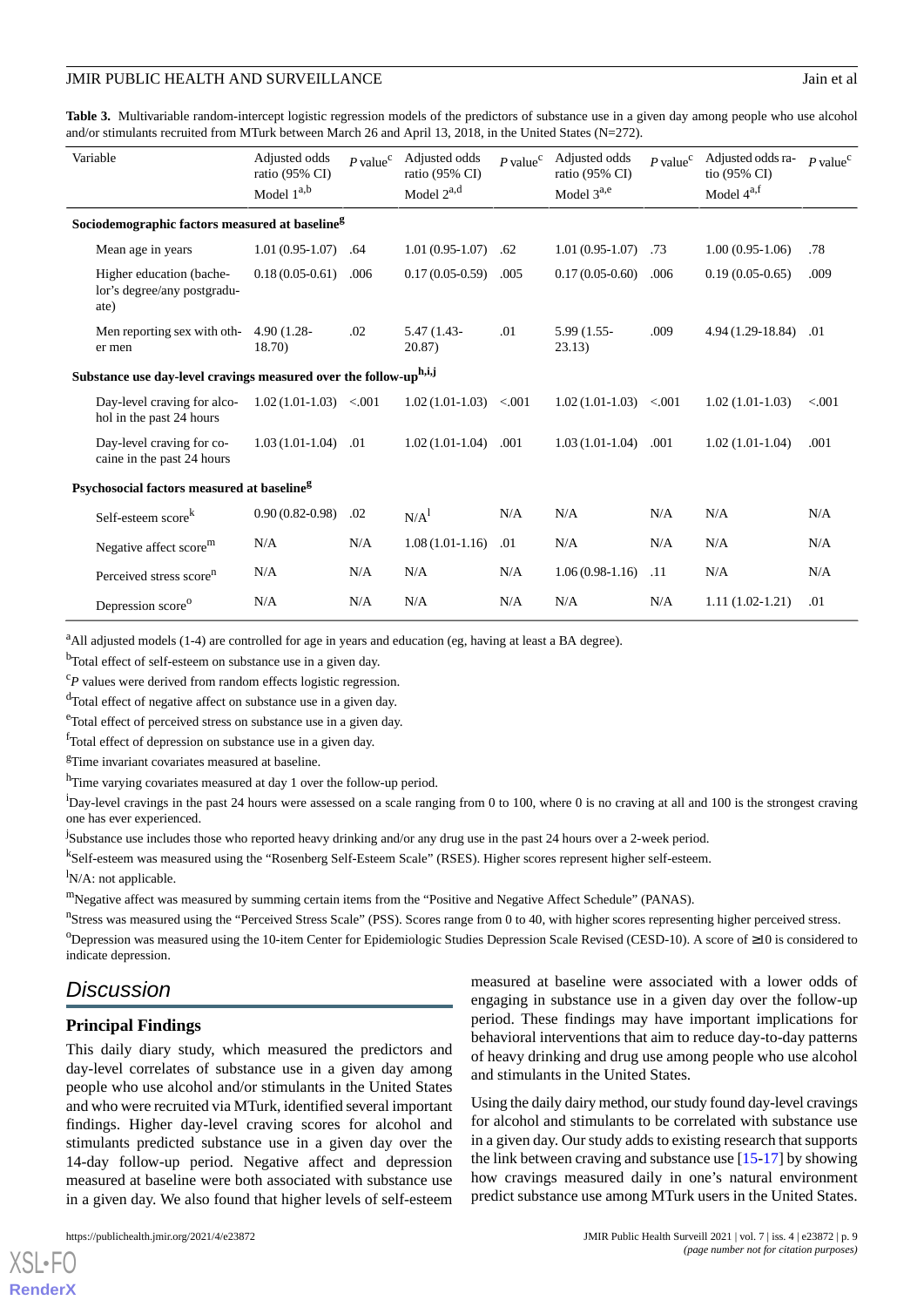**Table 3.** Multivariable random-intercept logistic regression models of the predictors of substance use in a given day among people who use alcohol and/or stimulants recruited from MTurk between March 26 and April 13, 2018, in the United States (N=272).

| Variable | Adjusted odds ratio (95% CI) Model 1[a,b] | P value[c] | Adjusted odds ratio (95% CI) Model 2[a,d] | P value[c] | Adjusted odds ratio (95% CI) Model 3[a,e] | P value[c] | Adjusted odds ratio (95% CI) Model 4[a,f] | P value[c] |
|---|---|---|---|---|---|---|---|---|
| **Sociodemographic factors measured at baseline[g]** | | | | | | | | |
| Mean age in years | 1.01 (0.95-1.07) | .64 | 1.01 (0.95-1.07) | .62 | 1.01 (0.95-1.07) | .73 | 1.00 (0.95-1.06) | .78 |
| Higher education (bachelor's degree/any postgraduate) | 0.18 (0.05-0.61) | .006 | 0.17 (0.05-0.59) | .005 | 0.17 (0.05-0.60) | .006 | 0.19 (0.05-0.65) | .009 |
| Men reporting sex with other men | 4.90 (1.28-18.70) | .02 | 5.47 (1.43-20.87) | .01 | 5.99 (1.55-23.13) | .009 | 4.94 (1.29-18.84) | .01 |
| **Substance use day-level cravings measured over the follow-up[h,i,j]** | | | | | | | | |
| Day-level craving for alcohol in the past 24 hours | 1.02 (1.01-1.03) | <.001 | 1.02 (1.01-1.03) | <.001 | 1.02 (1.01-1.03) | <.001 | 1.02 (1.01-1.03) | <.001 |
| Day-level craving for cocaine in the past 24 hours | 1.03 (1.01-1.04) | .01 | 1.02 (1.01-1.04) | .001 | 1.03 (1.01-1.04) | .001 | 1.02 (1.01-1.04) | .001 |
| **Psychosocial factors measured at baseline[g]** | | | | | | | | |
| Self-esteem score[k] | 0.90 (0.82-0.98) | .02 | N/A[l] | N/A | N/A | N/A | N/A | N/A |
| Negative affect score[m] | N/A | N/A | 1.08 (1.01-1.16) | .01 | N/A | N/A | N/A | N/A |
| Perceived stress score[n] | N/A | N/A | N/A | N/A | 1.06 (0.98-1.16) | .11 | N/A | N/A |
| Depression score[o] | N/A | N/A | N/A | N/A | N/A | N/A | 1.11 (1.02-1.21) | .01 |

[a]All adjusted models (1-4) are controlled for age in years and education (eg, having at least a BA degree).

[b]Total effect of self-esteem on substance use in a given day.

[c]*P* values were derived from random effects logistic regression.

[d]Total effect of negative affect on substance use in a given day.

[e]Total effect of perceived stress on substance use in a given day.

[f]Total effect of depression on substance use in a given day.

[g]Time invariant covariates measured at baseline.

[h]Time varying covariates measured at day 1 over the follow-up period.

[i]Day-level cravings in the past 24 hours were assessed on a scale ranging from 0 to 100, where 0 is no craving at all and 100 is the strongest craving one has ever experienced.

[j]Substance use includes those who reported heavy drinking and/or any drug use in the past 24 hours over a 2-week period.

[k]Self-esteem was measured using the "Rosenberg Self-Esteem Scale" (RSES). Higher scores represent higher self-esteem.

[l]N/A: not applicable.

[m]Negative affect was measured by summing certain items from the "Positive and Negative Affect Schedule" (PANAS).

[n]Stress was measured using the "Perceived Stress Scale" (PSS). Scores range from 0 to 40, with higher scores representing higher perceived stress.

[o]Depression was measured using the 10-item Center for Epidemiologic Studies Depression Scale Revised (CESD-10). A score of ≥10 is considered to indicate depression.

# Discussion

## Principal Findings

This daily diary study, which measured the predictors and day-level correlates of substance use in a given day among people who use alcohol and/or stimulants in the United States and who were recruited via MTurk, identified several important findings. Higher day-level craving scores for alcohol and stimulants predicted substance use in a given day over the 14-day follow-up period. Negative affect and depression measured at baseline were both associated with substance use in a given day. We also found that higher levels of self-esteem measured at baseline were associated with a lower odds of engaging in substance use in a given day over the follow-up period. These findings may have important implications for behavioral interventions that aim to reduce day-to-day patterns of heavy drinking and drug use among people who use alcohol and stimulants in the United States.

Using the daily dairy method, our study found day-level cravings for alcohol and stimulants to be correlated with substance use in a given day. Our study adds to existing research that supports the link between craving and substance use [15-17] by showing how cravings measured daily in one's natural environment predict substance use among MTurk users in the United States.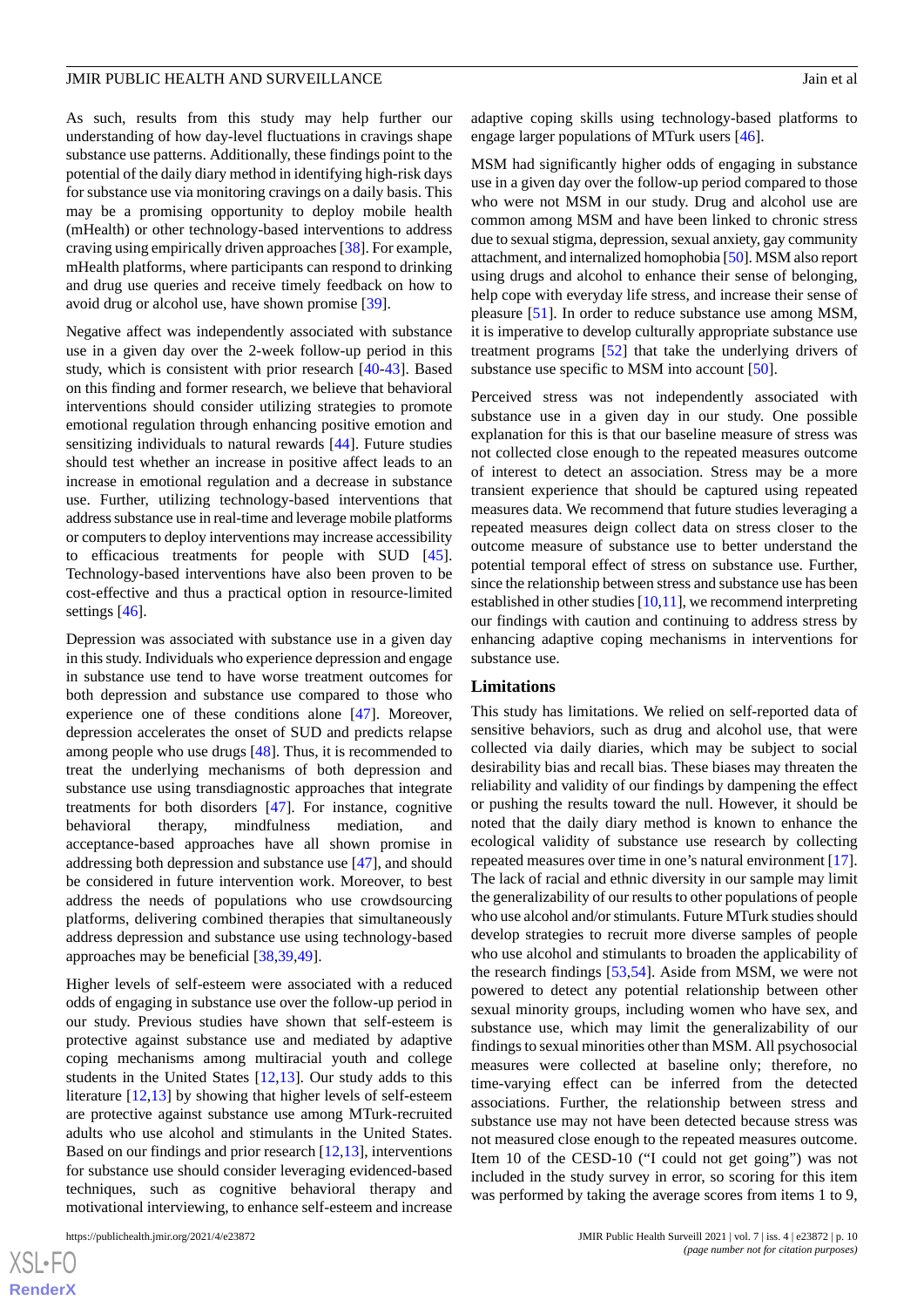As such, results from this study may help further our understanding of how day-level fluctuations in cravings shape substance use patterns. Additionally, these findings point to the potential of the daily diary method in identifying high-risk days for substance use via monitoring cravings on a daily basis. This may be a promising opportunity to deploy mobile health (mHealth) or other technology-based interventions to address craving using empirically driven approaches [38]. For example, mHealth platforms, where participants can respond to drinking and drug use queries and receive timely feedback on how to avoid drug or alcohol use, have shown promise [39].

Negative affect was independently associated with substance use in a given day over the 2-week follow-up period in this study, which is consistent with prior research [40-43]. Based on this finding and former research, we believe that behavioral interventions should consider utilizing strategies to promote emotional regulation through enhancing positive emotion and sensitizing individuals to natural rewards [44]. Future studies should test whether an increase in positive affect leads to an increase in emotional regulation and a decrease in substance use. Further, utilizing technology-based interventions that address substance use in real-time and leverage mobile platforms or computers to deploy interventions may increase accessibility to efficacious treatments for people with SUD [45]. Technology-based interventions have also been proven to be cost-effective and thus a practical option in resource-limited settings [46].

Depression was associated with substance use in a given day in this study. Individuals who experience depression and engage in substance use tend to have worse treatment outcomes for both depression and substance use compared to those who experience one of these conditions alone [47]. Moreover, depression accelerates the onset of SUD and predicts relapse among people who use drugs [48]. Thus, it is recommended to treat the underlying mechanisms of both depression and substance use using transdiagnostic approaches that integrate treatments for both disorders [47]. For instance, cognitive behavioral therapy, mindfulness mediation, and acceptance-based approaches have all shown promise in addressing both depression and substance use [47], and should be considered in future intervention work. Moreover, to best address the needs of populations who use crowdsourcing platforms, delivering combined therapies that simultaneously address depression and substance use using technology-based approaches may be beneficial [38,39,49].

Higher levels of self-esteem were associated with a reduced odds of engaging in substance use over the follow-up period in our study. Previous studies have shown that self-esteem is protective against substance use and mediated by adaptive coping mechanisms among multiracial youth and college students in the United States [12,13]. Our study adds to this literature [12,13] by showing that higher levels of self-esteem are protective against substance use among MTurk-recruited adults who use alcohol and stimulants in the United States. Based on our findings and prior research [12,13], interventions for substance use should consider leveraging evidenced-based techniques, such as cognitive behavioral therapy and motivational interviewing, to enhance self-esteem and increase adaptive coping skills using technology-based platforms to engage larger populations of MTurk users [46].

MSM had significantly higher odds of engaging in substance use in a given day over the follow-up period compared to those who were not MSM in our study. Drug and alcohol use are common among MSM and have been linked to chronic stress due to sexual stigma, depression, sexual anxiety, gay community attachment, and internalized homophobia [50]. MSM also report using drugs and alcohol to enhance their sense of belonging, help cope with everyday life stress, and increase their sense of pleasure [51]. In order to reduce substance use among MSM, it is imperative to develop culturally appropriate substance use treatment programs [52] that take the underlying drivers of substance use specific to MSM into account [50].

Perceived stress was not independently associated with substance use in a given day in our study. One possible explanation for this is that our baseline measure of stress was not collected close enough to the repeated measures outcome of interest to detect an association. Stress may be a more transient experience that should be captured using repeated measures data. We recommend that future studies leveraging a repeated measures deign collect data on stress closer to the outcome measure of substance use to better understand the potential temporal effect of stress on substance use. Further, since the relationship between stress and substance use has been established in other studies [10,11], we recommend interpreting our findings with caution and continuing to address stress by enhancing adaptive coping mechanisms in interventions for substance use.

### Limitations

This study has limitations. We relied on self-reported data of sensitive behaviors, such as drug and alcohol use, that were collected via daily diaries, which may be subject to social desirability bias and recall bias. These biases may threaten the reliability and validity of our findings by dampening the effect or pushing the results toward the null. However, it should be noted that the daily diary method is known to enhance the ecological validity of substance use research by collecting repeated measures over time in one's natural environment [17]. The lack of racial and ethnic diversity in our sample may limit the generalizability of our results to other populations of people who use alcohol and/or stimulants. Future MTurk studies should develop strategies to recruit more diverse samples of people who use alcohol and stimulants to broaden the applicability of the research findings [53,54]. Aside from MSM, we were not powered to detect any potential relationship between other sexual minority groups, including women who have sex, and substance use, which may limit the generalizability of our findings to sexual minorities other than MSM. All psychosocial measures were collected at baseline only; therefore, no time-varying effect can be inferred from the detected associations. Further, the relationship between stress and substance use may not have been detected because stress was not measured close enough to the repeated measures outcome. Item 10 of the CESD-10 ("I could not get going") was not included in the study survey in error, so scoring for this item was performed by taking the average scores from items 1 to 9,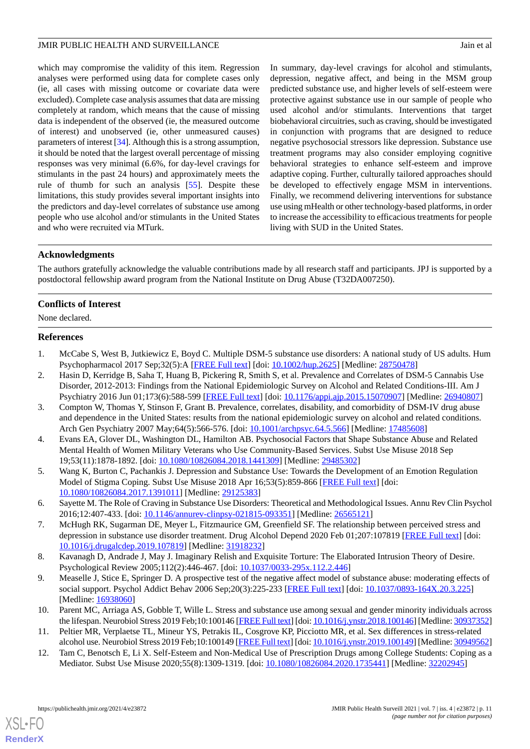which may compromise the validity of this item. Regression analyses were performed using data for complete cases only (ie, all cases with missing outcome or covariate data were excluded). Complete case analysis assumes that data are missing completely at random, which means that the cause of missing data is independent of the observed (ie, the measured outcome of interest) and unobserved (ie, other unmeasured causes) parameters of interest [34]. Although this is a strong assumption, it should be noted that the largest overall percentage of missing responses was very minimal (6.6%, for day-level cravings for stimulants in the past 24 hours) and approximately meets the rule of thumb for such an analysis [55]. Despite these limitations, this study provides several important insights into the predictors and day-level correlates of substance use among people who use alcohol and/or stimulants in the United States and who were recruited via MTurk.

In summary, day-level cravings for alcohol and stimulants, depression, negative affect, and being in the MSM group predicted substance use, and higher levels of self-esteem were protective against substance use in our sample of people who used alcohol and/or stimulants. Interventions that target biobehavioral circuitries, such as craving, should be investigated in conjunction with programs that are designed to reduce negative psychosocial stressors like depression. Substance use treatment programs may also consider employing cognitive behavioral strategies to enhance self-esteem and improve adaptive coping. Further, culturally tailored approaches should be developed to effectively engage MSM in interventions. Finally, we recommend delivering interventions for substance use using mHealth or other technology-based platforms, in order to increase the accessibility to efficacious treatments for people living with SUD in the United States.

## Acknowledgments

The authors gratefully acknowledge the valuable contributions made by all research staff and participants. JPJ is supported by a postdoctoral fellowship award program from the National Institute on Drug Abuse (T32DA007250).

## Conflicts of Interest

None declared.

## References

1. McCabe S, West B, Jutkiewicz E, Boyd C. Multiple DSM-5 substance use disorders: A national study of US adults. Hum Psychopharmacol 2017 Sep;32(5):A [FREE Full text] [doi: 10.1002/hup.2625] [Medline: 28750478]
2. Hasin D, Kerridge B, Saha T, Huang B, Pickering R, Smith S, et al. Prevalence and Correlates of DSM-5 Cannabis Use Disorder, 2012-2013: Findings from the National Epidemiologic Survey on Alcohol and Related Conditions-III. Am J Psychiatry 2016 Jun 01;173(6):588-599 [FREE Full text] [doi: 10.1176/appi.ajp.2015.15070907] [Medline: 26940807]
3. Compton W, Thomas Y, Stinson F, Grant B. Prevalence, correlates, disability, and comorbidity of DSM-IV drug abuse and dependence in the United States: results from the national epidemiologic survey on alcohol and related conditions. Arch Gen Psychiatry 2007 May;64(5):566-576. [doi: 10.1001/archpsyc.64.5.566] [Medline: 17485608]
4. Evans EA, Glover DL, Washington DL, Hamilton AB. Psychosocial Factors that Shape Substance Abuse and Related Mental Health of Women Military Veterans who Use Community-Based Services. Subst Use Misuse 2018 Sep 19;53(11):1878-1892. [doi: 10.1080/10826084.2018.1441309] [Medline: 29485302]
5. Wang K, Burton C, Pachankis J. Depression and Substance Use: Towards the Development of an Emotion Regulation Model of Stigma Coping. Subst Use Misuse 2018 Apr 16;53(5):859-866 [FREE Full text] [doi: 10.1080/10826084.2017.1391011] [Medline: 29125383]
6. Sayette M. The Role of Craving in Substance Use Disorders: Theoretical and Methodological Issues. Annu Rev Clin Psychol 2016;12:407-433. [doi: 10.1146/annurev-clinpsy-021815-093351] [Medline: 26565121]
7. McHugh RK, Sugarman DE, Meyer L, Fitzmaurice GM, Greenfield SF. The relationship between perceived stress and depression in substance use disorder treatment. Drug Alcohol Depend 2020 Feb 01;207:107819 [FREE Full text] [doi: 10.1016/j.drugalcdep.2019.107819] [Medline: 31918232]
8. Kavanagh D, Andrade J, May J. Imaginary Relish and Exquisite Torture: The Elaborated Intrusion Theory of Desire. Psychological Review 2005;112(2):446-467. [doi: 10.1037/0033-295x.112.2.446]
9. Measelle J, Stice E, Springer D. A prospective test of the negative affect model of substance abuse: moderating effects of social support. Psychol Addict Behav 2006 Sep;20(3):225-233 [FREE Full text] [doi: 10.1037/0893-164X.20.3.225] [Medline: 16938060]
10. Parent MC, Arriaga AS, Gobble T, Wille L. Stress and substance use among sexual and gender minority individuals across the lifespan. Neurobiol Stress 2019 Feb;10:100146 [FREE Full text] [doi: 10.1016/j.ynstr.2018.100146] [Medline: 30937352]
11. Peltier MR, Verplaetse TL, Mineur YS, Petrakis IL, Cosgrove KP, Picciotto MR, et al. Sex differences in stress-related alcohol use. Neurobiol Stress 2019 Feb;10:100149 [FREE Full text] [doi: 10.1016/j.ynstr.2019.100149] [Medline: 30949562]
12. Tam C, Benotsch E, Li X. Self-Esteem and Non-Medical Use of Prescription Drugs among College Students: Coping as a Mediator. Subst Use Misuse 2020;55(8):1309-1319. [doi: 10.1080/10826084.2020.1735441] [Medline: 32202945]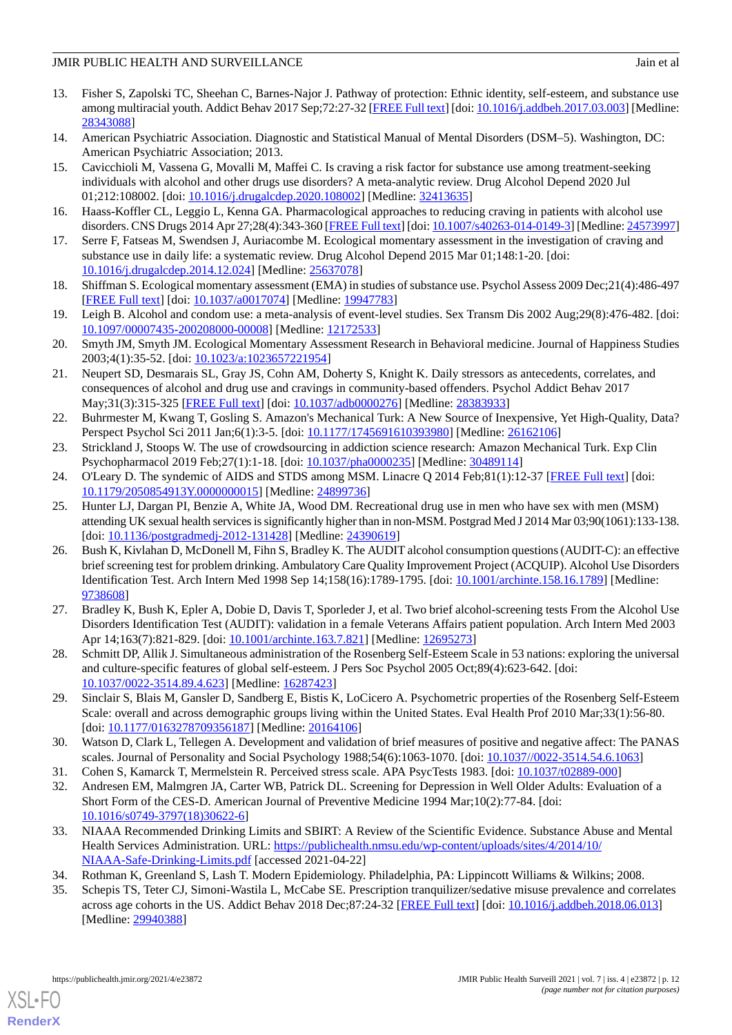13. Fisher S, Zapolski TC, Sheehan C, Barnes-Najor J. Pathway of protection: Ethnic identity, self-esteem, and substance use among multiracial youth. Addict Behav 2017 Sep;72:27-32 [FREE Full text] [doi: 10.1016/j.addbeh.2017.03.003] [Medline: 28343088]
14. American Psychiatric Association. Diagnostic and Statistical Manual of Mental Disorders (DSM–5). Washington, DC: American Psychiatric Association; 2013.
15. Cavicchioli M, Vassena G, Movalli M, Maffei C. Is craving a risk factor for substance use among treatment-seeking individuals with alcohol and other drugs use disorders? A meta-analytic review. Drug Alcohol Depend 2020 Jul 01;212:108002. [doi: 10.1016/j.drugalcdep.2020.108002] [Medline: 32413635]
16. Haass-Koffler CL, Leggio L, Kenna GA. Pharmacological approaches to reducing craving in patients with alcohol use disorders. CNS Drugs 2014 Apr 27;28(4):343-360 [FREE Full text] [doi: 10.1007/s40263-014-0149-3] [Medline: 24573997]
17. Serre F, Fatseas M, Swendsen J, Auriacombe M. Ecological momentary assessment in the investigation of craving and substance use in daily life: a systematic review. Drug Alcohol Depend 2015 Mar 01;148:1-20. [doi: 10.1016/j.drugalcdep.2014.12.024] [Medline: 25637078]
18. Shiffman S. Ecological momentary assessment (EMA) in studies of substance use. Psychol Assess 2009 Dec;21(4):486-497 [FREE Full text] [doi: 10.1037/a0017074] [Medline: 19947783]
19. Leigh B. Alcohol and condom use: a meta-analysis of event-level studies. Sex Transm Dis 2002 Aug;29(8):476-482. [doi: 10.1097/00007435-200208000-00008] [Medline: 12172533]
20. Smyth JM, Smyth JM. Ecological Momentary Assessment Research in Behavioral medicine. Journal of Happiness Studies 2003;4(1):35-52. [doi: 10.1023/a:1023657221954]
21. Neupert SD, Desmarais SL, Gray JS, Cohn AM, Doherty S, Knight K. Daily stressors as antecedents, correlates, and consequences of alcohol and drug use and cravings in community-based offenders. Psychol Addict Behav 2017 May;31(3):315-325 [FREE Full text] [doi: 10.1037/adb0000276] [Medline: 28383933]
22. Buhrmester M, Kwang T, Gosling S. Amazon's Mechanical Turk: A New Source of Inexpensive, Yet High-Quality, Data? Perspect Psychol Sci 2011 Jan;6(1):3-5. [doi: 10.1177/1745691610393980] [Medline: 26162106]
23. Strickland J, Stoops W. The use of crowdsourcing in addiction science research: Amazon Mechanical Turk. Exp Clin Psychopharmacol 2019 Feb;27(1):1-18. [doi: 10.1037/pha0000235] [Medline: 30489114]
24. O'Leary D. The syndemic of AIDS and STDS among MSM. Linacre Q 2014 Feb;81(1):12-37 [FREE Full text] [doi: 10.1179/2050854913Y.0000000015] [Medline: 24899736]
25. Hunter LJ, Dargan PI, Benzie A, White JA, Wood DM. Recreational drug use in men who have sex with men (MSM) attending UK sexual health services is significantly higher than in non-MSM. Postgrad Med J 2014 Mar 03;90(1061):133-138. [doi: 10.1136/postgradmedj-2012-131428] [Medline: 24390619]
26. Bush K, Kivlahan D, McDonell M, Fihn S, Bradley K. The AUDIT alcohol consumption questions (AUDIT-C): an effective brief screening test for problem drinking. Ambulatory Care Quality Improvement Project (ACQUIP). Alcohol Use Disorders Identification Test. Arch Intern Med 1998 Sep 14;158(16):1789-1795. [doi: 10.1001/archinte.158.16.1789] [Medline: 9738608]
27. Bradley K, Bush K, Epler A, Dobie D, Davis T, Sporleder J, et al. Two brief alcohol-screening tests From the Alcohol Use Disorders Identification Test (AUDIT): validation in a female Veterans Affairs patient population. Arch Intern Med 2003 Apr 14;163(7):821-829. [doi: 10.1001/archinte.163.7.821] [Medline: 12695273]
28. Schmitt DP, Allik J. Simultaneous administration of the Rosenberg Self-Esteem Scale in 53 nations: exploring the universal and culture-specific features of global self-esteem. J Pers Soc Psychol 2005 Oct;89(4):623-642. [doi: 10.1037/0022-3514.89.4.623] [Medline: 16287423]
29. Sinclair S, Blais M, Gansler D, Sandberg E, Bistis K, LoCicero A. Psychometric properties of the Rosenberg Self-Esteem Scale: overall and across demographic groups living within the United States. Eval Health Prof 2010 Mar;33(1):56-80. [doi: 10.1177/0163278709356187] [Medline: 20164106]
30. Watson D, Clark L, Tellegen A. Development and validation of brief measures of positive and negative affect: The PANAS scales. Journal of Personality and Social Psychology 1988;54(6):1063-1070. [doi: 10.1037//0022-3514.54.6.1063]
31. Cohen S, Kamarck T, Mermelstein R. Perceived stress scale. APA PsycTests 1983. [doi: 10.1037/t02889-000]
32. Andresen EM, Malmgren JA, Carter WB, Patrick DL. Screening for Depression in Well Older Adults: Evaluation of a Short Form of the CES-D. American Journal of Preventive Medicine 1994 Mar;10(2):77-84. [doi: 10.1016/s0749-3797(18)30622-6]
33. NIAAA Recommended Drinking Limits and SBIRT: A Review of the Scientific Evidence. Substance Abuse and Mental Health Services Administration. URL: https://publichealth.nmsu.edu/wp-content/uploads/sites/4/2014/10/NIAAA-Safe-Drinking-Limits.pdf [accessed 2021-04-22]
34. Rothman K, Greenland S, Lash T. Modern Epidemiology. Philadelphia, PA: Lippincott Williams & Wilkins; 2008.
35. Schepis TS, Teter CJ, Simoni-Wastila L, McCabe SE. Prescription tranquilizer/sedative misuse prevalence and correlates across age cohorts in the US. Addict Behav 2018 Dec;87:24-32 [FREE Full text] [doi: 10.1016/j.addbeh.2018.06.013] [Medline: 29940388]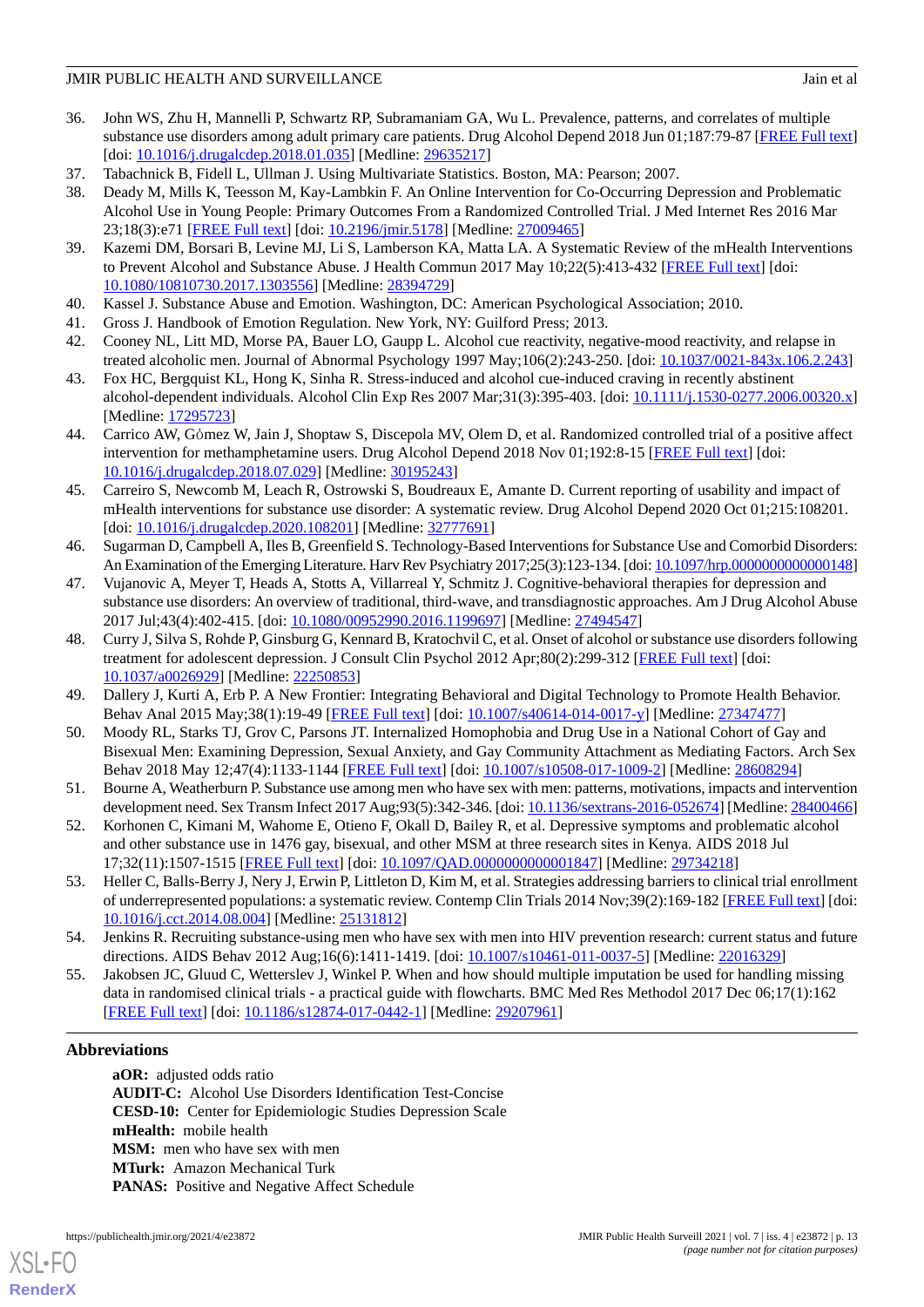36. John WS, Zhu H, Mannelli P, Schwartz RP, Subramaniam GA, Wu L. Prevalence, patterns, and correlates of multiple substance use disorders among adult primary care patients. Drug Alcohol Depend 2018 Jun 01;187:79-87 [FREE Full text] [doi: 10.1016/j.drugalcdep.2018.01.035] [Medline: 29635217]
37. Tabachnick B, Fidell L, Ullman J. Using Multivariate Statistics. Boston, MA: Pearson; 2007.
38. Deady M, Mills K, Teesson M, Kay-Lambkin F. An Online Intervention for Co-Occurring Depression and Problematic Alcohol Use in Young People: Primary Outcomes From a Randomized Controlled Trial. J Med Internet Res 2016 Mar 23;18(3):e71 [FREE Full text] [doi: 10.2196/jmir.5178] [Medline: 27009465]
39. Kazemi DM, Borsari B, Levine MJ, Li S, Lamberson KA, Matta LA. A Systematic Review of the mHealth Interventions to Prevent Alcohol and Substance Abuse. J Health Commun 2017 May 10;22(5):413-432 [FREE Full text] [doi: 10.1080/10810730.2017.1303556] [Medline: 28394729]
40. Kassel J. Substance Abuse and Emotion. Washington, DC: American Psychological Association; 2010.
41. Gross J. Handbook of Emotion Regulation. New York, NY: Guilford Press; 2013.
42. Cooney NL, Litt MD, Morse PA, Bauer LO, Gaupp L. Alcohol cue reactivity, negative-mood reactivity, and relapse in treated alcoholic men. Journal of Abnormal Psychology 1997 May;106(2):243-250. [doi: 10.1037/0021-843x.106.2.243]
43. Fox HC, Bergquist KL, Hong K, Sinha R. Stress-induced and alcohol cue-induced craving in recently abstinent alcohol-dependent individuals. Alcohol Clin Exp Res 2007 Mar;31(3):395-403. [doi: 10.1111/j.1530-0277.2006.00320.x] [Medline: 17295723]
44. Carrico AW, Gómez W, Jain J, Shoptaw S, Discepola MV, Olem D, et al. Randomized controlled trial of a positive affect intervention for methamphetamine users. Drug Alcohol Depend 2018 Nov 01;192:8-15 [FREE Full text] [doi: 10.1016/j.drugalcdep.2018.07.029] [Medline: 30195243]
45. Carreiro S, Newcomb M, Leach R, Ostrowski S, Boudreaux E, Amante D. Current reporting of usability and impact of mHealth interventions for substance use disorder: A systematic review. Drug Alcohol Depend 2020 Oct 01;215:108201. [doi: 10.1016/j.drugalcdep.2020.108201] [Medline: 32777691]
46. Sugarman D, Campbell A, Iles B, Greenfield S. Technology-Based Interventions for Substance Use and Comorbid Disorders: An Examination of the Emerging Literature. Harv Rev Psychiatry 2017;25(3):123-134. [doi: 10.1097/hrp.0000000000000148]
47. Vujanovic A, Meyer T, Heads A, Stotts A, Villarreal Y, Schmitz J. Cognitive-behavioral therapies for depression and substance use disorders: An overview of traditional, third-wave, and transdiagnostic approaches. Am J Drug Alcohol Abuse 2017 Jul;43(4):402-415. [doi: 10.1080/00952990.2016.1199697] [Medline: 27494547]
48. Curry J, Silva S, Rohde P, Ginsburg G, Kennard B, Kratochvil C, et al. Onset of alcohol or substance use disorders following treatment for adolescent depression. J Consult Clin Psychol 2012 Apr;80(2):299-312 [FREE Full text] [doi: 10.1037/a0026929] [Medline: 22250853]
49. Dallery J, Kurti A, Erb P. A New Frontier: Integrating Behavioral and Digital Technology to Promote Health Behavior. Behav Anal 2015 May;38(1):19-49 [FREE Full text] [doi: 10.1007/s40614-014-0017-y] [Medline: 27347477]
50. Moody RL, Starks TJ, Grov C, Parsons JT. Internalized Homophobia and Drug Use in a National Cohort of Gay and Bisexual Men: Examining Depression, Sexual Anxiety, and Gay Community Attachment as Mediating Factors. Arch Sex Behav 2018 May 12;47(4):1133-1144 [FREE Full text] [doi: 10.1007/s10508-017-1009-2] [Medline: 28608294]
51. Bourne A, Weatherburn P. Substance use among men who have sex with men: patterns, motivations, impacts and intervention development need. Sex Transm Infect 2017 Aug;93(5):342-346. [doi: 10.1136/sextrans-2016-052674] [Medline: 28400466]
52. Korhonen C, Kimani M, Wahome E, Otieno F, Okall D, Bailey R, et al. Depressive symptoms and problematic alcohol and other substance use in 1476 gay, bisexual, and other MSM at three research sites in Kenya. AIDS 2018 Jul 17;32(11):1507-1515 [FREE Full text] [doi: 10.1097/QAD.0000000000001847] [Medline: 29734218]
53. Heller C, Balls-Berry J, Nery J, Erwin P, Littleton D, Kim M, et al. Strategies addressing barriers to clinical trial enrollment of underrepresented populations: a systematic review. Contemp Clin Trials 2014 Nov;39(2):169-182 [FREE Full text] [doi: 10.1016/j.cct.2014.08.004] [Medline: 25131812]
54. Jenkins R. Recruiting substance-using men who have sex with men into HIV prevention research: current status and future directions. AIDS Behav 2012 Aug;16(6):1411-1419. [doi: 10.1007/s10461-011-0037-5] [Medline: 22016329]
55. Jakobsen JC, Gluud C, Wetterslev J, Winkel P. When and how should multiple imputation be used for handling missing data in randomised clinical trials - a practical guide with flowcharts. BMC Med Res Methodol 2017 Dec 06;17(1):162 [FREE Full text] [doi: 10.1186/s12874-017-0442-1] [Medline: 29207961]

## Abbreviations

**aOR:** adjusted odds ratio
**AUDIT-C:** Alcohol Use Disorders Identification Test-Concise
**CESD-10:** Center for Epidemiologic Studies Depression Scale
**mHealth:** mobile health
**MSM:** men who have sex with men
**MTurk:** Amazon Mechanical Turk
**PANAS:** Positive and Negative Affect Schedule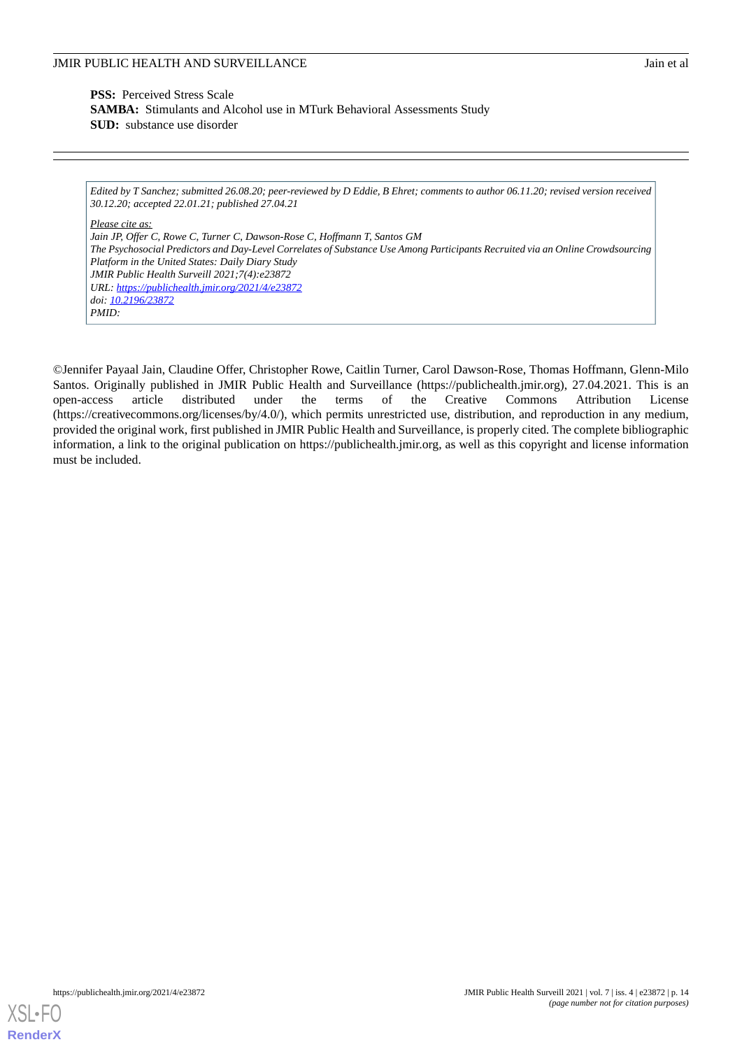**PSS:** Perceived Stress Scale
**SAMBA:** Stimulants and Alcohol use in MTurk Behavioral Assessments Study
**SUD:** substance use disorder

---

*Edited by T Sanchez; submitted 26.08.20; peer-reviewed by D Eddie, B Ehret; comments to author 06.11.20; revised version received 30.12.20; accepted 22.01.21; published 27.04.21*

*Please cite as:*
*Jain JP, Offer C, Rowe C, Turner C, Dawson-Rose C, Hoffmann T, Santos GM*
*The Psychosocial Predictors and Day-Level Correlates of Substance Use Among Participants Recruited via an Online Crowdsourcing Platform in the United States: Daily Diary Study*
*JMIR Public Health Surveill 2021;7(4):e23872*
*URL: https://publichealth.jmir.org/2021/4/e23872*
*doi: 10.2196/23872*
*PMID:*

©Jennifer Payaal Jain, Claudine Offer, Christopher Rowe, Caitlin Turner, Carol Dawson-Rose, Thomas Hoffmann, Glenn-Milo Santos. Originally published in JMIR Public Health and Surveillance (https://publichealth.jmir.org), 27.04.2021. This is an open-access article distributed under the terms of the Creative Commons Attribution License (https://creativecommons.org/licenses/by/4.0/), which permits unrestricted use, distribution, and reproduction in any medium, provided the original work, first published in JMIR Public Health and Surveillance, is properly cited. The complete bibliographic information, a link to the original publication on https://publichealth.jmir.org, as well as this copyright and license information must be included.